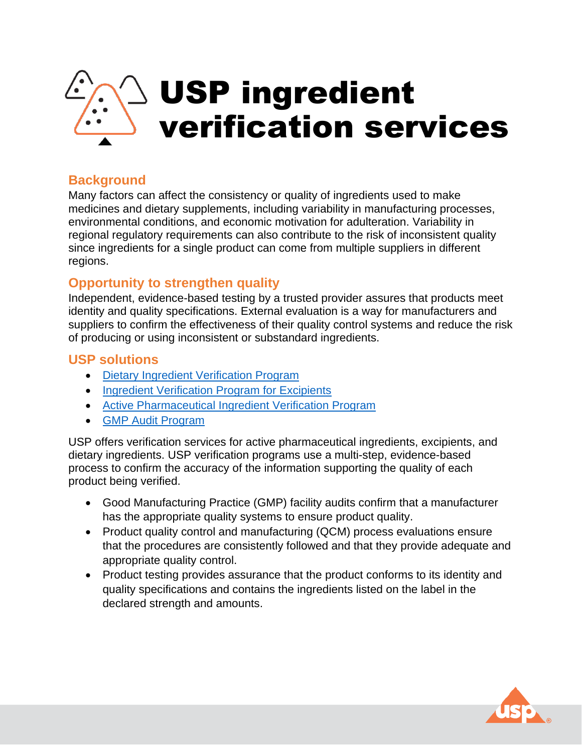# USP ingredient verification services

## Background

Many factors can affect the consistency or quality of ingredients used to make medicines and dietary supplements, including variability in manufacturing processes, environmental conditions, and economic motivation for adulteration. Variability in regional regulatory requirements can also contribute to the risk of inconsistent quality since ingredients for a single product can come from multiple suppliers in different regions.

## Opportunity to strengthen quality

Independent, evidence-based testing by a trusted provider assures that products meet identity and quality specifications. External evaluation is a way for manufacturers and suppliers to confirm the effectiveness of their quality control systems and reduce the risk of producing or using inconsistent or substandard ingredients.

## USP solutions

- Dietary Ingredient Verification Program
- Ingredient Verification Program for Excipients
- Active Pharmaceutical Ingredient Verification Program
- GMP Audit Program

USP offers verification services for active pharmaceutical ingredients, excipients, and dietary ingredients. USP verification programs use a multi-step, evidence-based process to confirm the accuracy of the information supporting the quality of each product being verified.

- Good Manufacturing Practice (GMP) facility audits confirm that a manufacturer has the appropriate quality systems to ensure product quality.
- Product quality control and manufacturing (QCM) process evaluations ensure that the procedures are consistently followed and that they provide adequate and appropriate quality control.
- Product testing provides assurance that the product conforms to its identity and quality specifications and contains the ingredients listed on the label in the declared strength and amounts.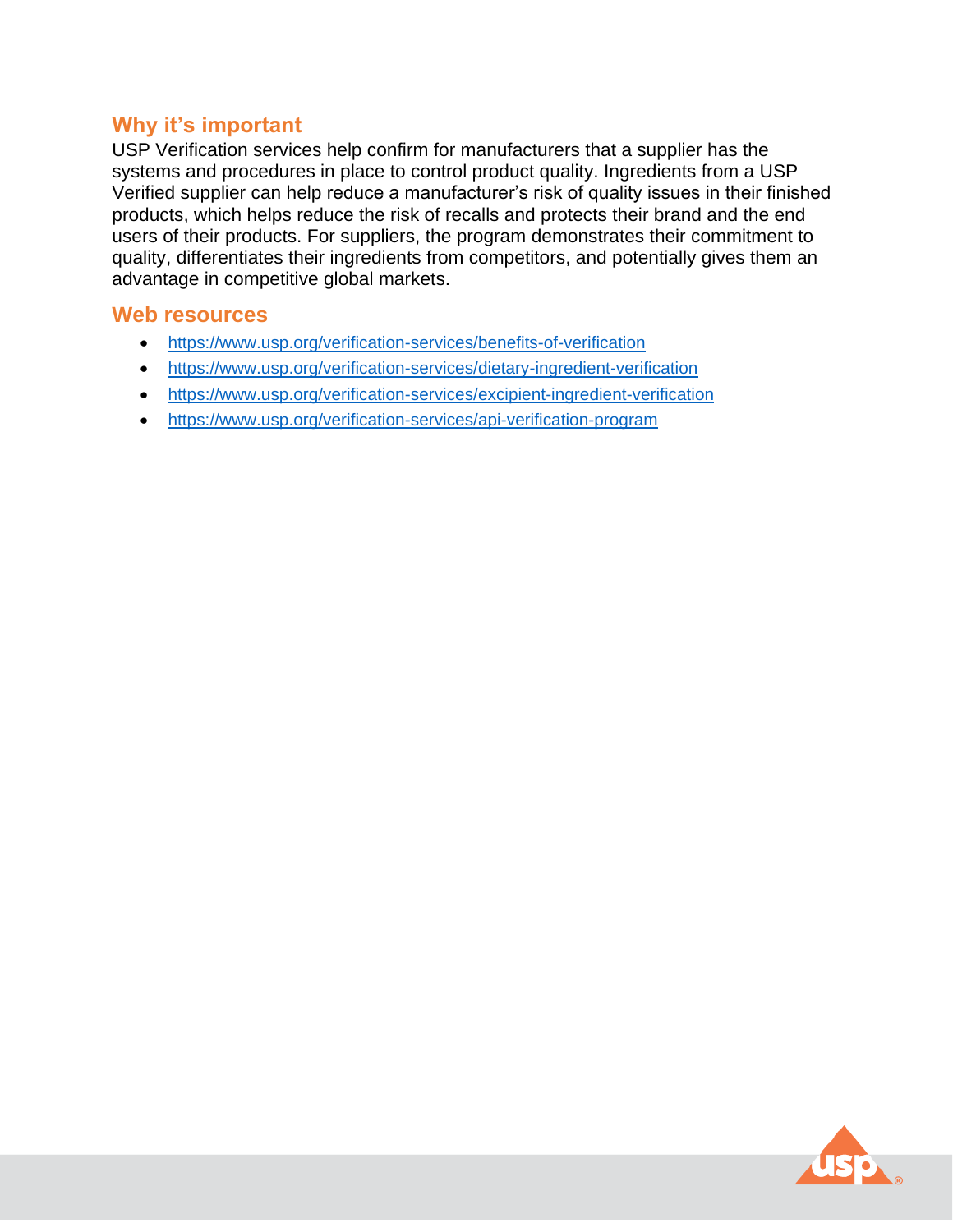## Why it's important

USP Verification services help confirm for manufacturers that a supplier has the systems and procedures in place to control product quality. Ingredients from a USP Verified supplier can help reduce a manufacturer's risk of quality issues in their finished products, which helps reduce the risk of recalls and protects their brand and the end users of their products. For suppliers, the program demonstrates their commitment to quality, differentiates their ingredients from competitors, and potentially gives them an advantage in competitive global markets.

## Web resources

- https://www.usp.org/verification-services/benefits-of-verification
- https://www.usp.org/verification-services/dietary-ingredient-verification
- https://www.usp.org/verification-services/excipient-ingredient-verification
- https://www.usp.org/verification-services/api-verification-program